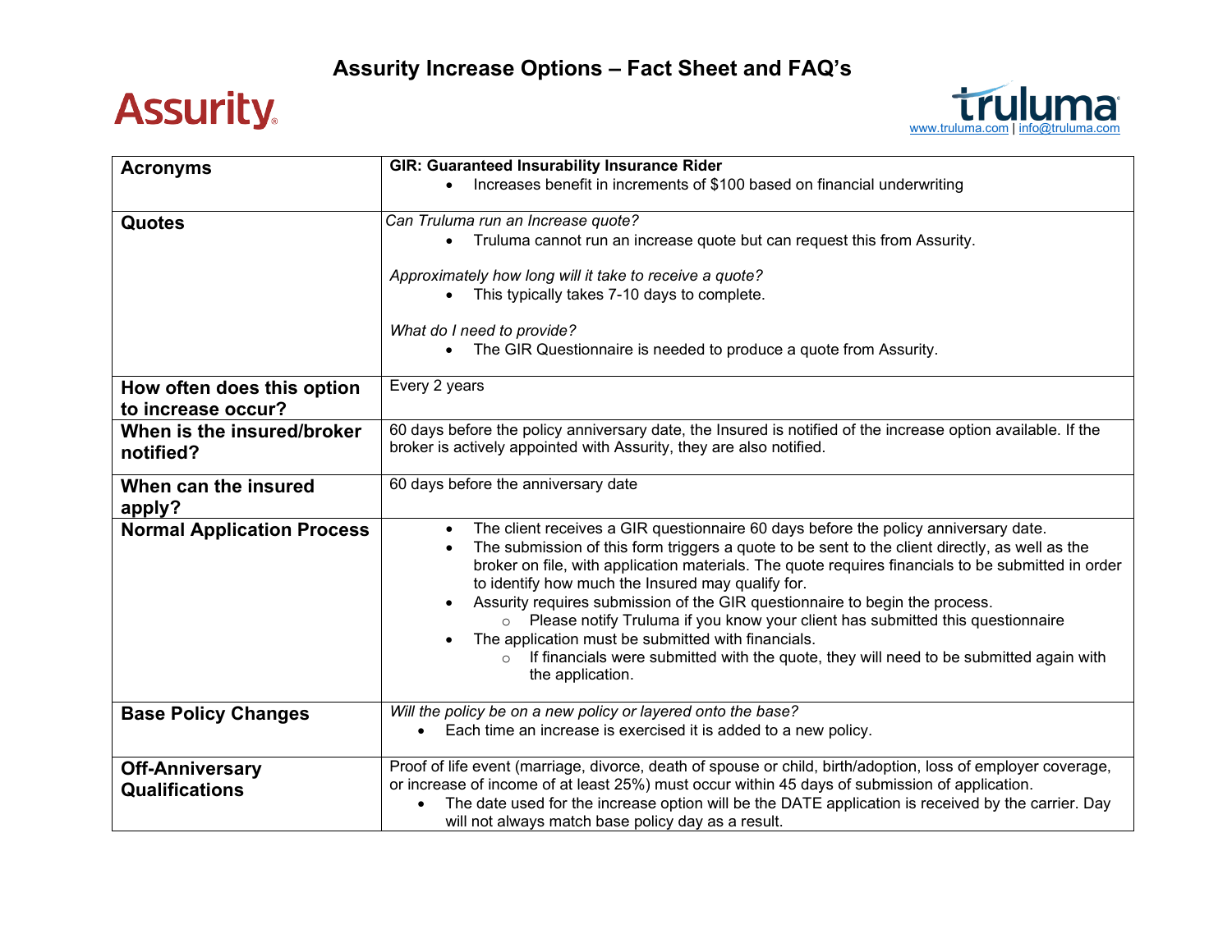# Assurity Increase Options – Fact Sheet and FAQ's

Assurity

truluma
www.truluma.com | info@truluma.com

| **Acronyms** | **GIR: Guaranteed Insurability Insurance Rider**<br>• Increases benefit in increments of $100 based on financial underwriting |
|---|---|
| **Quotes** | *Can Truluma run an Increase quote?*<br>• Truluma cannot run an increase quote but can request this from Assurity.<br><br>*Approximately how long will it take to receive a quote?*<br>• This typically takes 7-10 days to complete.<br><br>*What do I need to provide?*<br>• The GIR Questionnaire is needed to produce a quote from Assurity. |
| **How often does this option to increase occur?** | Every 2 years |
| **When is the insured/broker notified?** | 60 days before the policy anniversary date, the Insured is notified of the increase option available. If the broker is actively appointed with Assurity, they are also notified. |
| **When can the insured apply?** | 60 days before the anniversary date |
| **Normal Application Process** | • The client receives a GIR questionnaire 60 days before the policy anniversary date.<br>• The submission of this form triggers a quote to be sent to the client directly, as well as the broker on file, with application materials. The quote requires financials to be submitted in order to identify how much the Insured may qualify for.<br>• Assurity requires submission of the GIR questionnaire to begin the process.<br>&nbsp;&nbsp;&nbsp;&nbsp;○ Please notify Truluma if you know your client has submitted this questionnaire<br>• The application must be submitted with financials.<br>&nbsp;&nbsp;&nbsp;&nbsp;○ If financials were submitted with the quote, they will need to be submitted again with the application. |
| **Base Policy Changes** | *Will the policy be on a new policy or layered onto the base?*<br>• Each time an increase is exercised it is added to a new policy. |
| **Off-Anniversary Qualifications** | Proof of life event (marriage, divorce, death of spouse or child, birth/adoption, loss of employer coverage, or increase of income of at least 25%) must occur within 45 days of submission of application.<br>• The date used for the increase option will be the DATE application is received by the carrier. Day will not always match base policy day as a result. |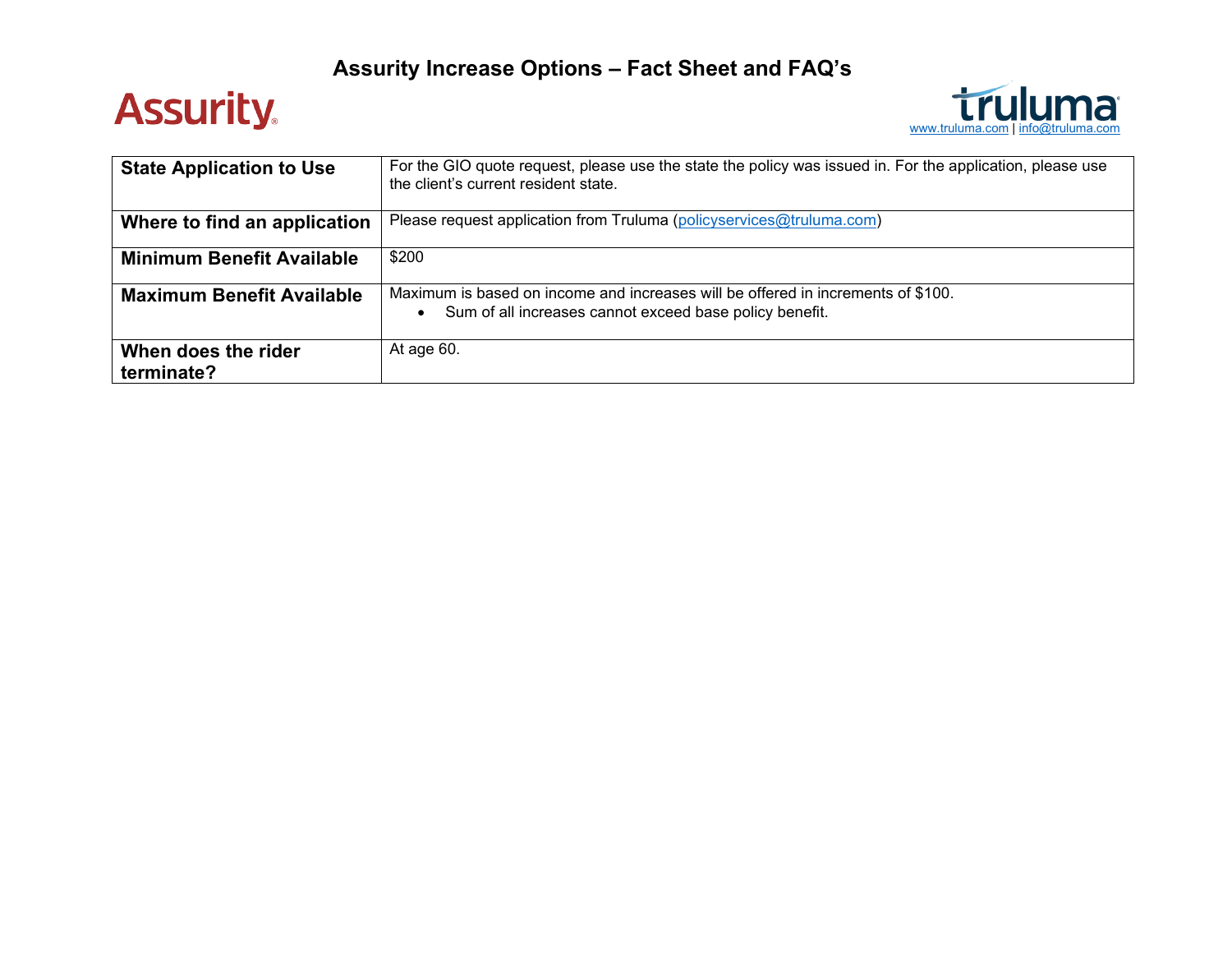# Assurity Increase Options – Fact Sheet and FAQ's

Assurity

truluma
www.truluma.com | info@truluma.com

| | |
|---|---|
| **State Application to Use** | For the GIO quote request, please use the state the policy was issued in. For the application, please use the client's current resident state. |
| **Where to find an application** | Please request application from Truluma (policyservices@truluma.com) |
| **Minimum Benefit Available** | $200 |
| **Maximum Benefit Available** | Maximum is based on income and increases will be offered in increments of $100. • Sum of all increases cannot exceed base policy benefit. |
| **When does the rider terminate?** | At age 60. |